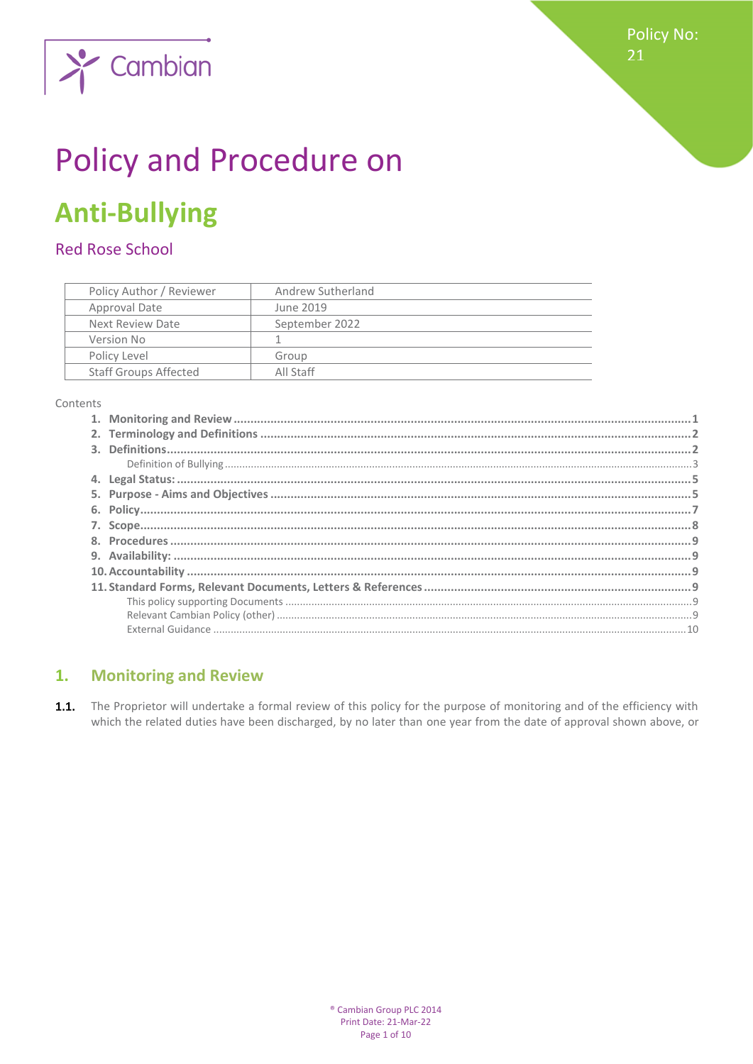Cambian

Policy No: 21

# Policy and Procedure on

# Anti-Bullying

## Red Rose School

| Policy Author / Reviewer | Andrew Sutherland |
|---|---|
| Approval Date | June 2019 |
| Next Review Date | September 2022 |
| Version No | 1 |
| Policy Level | Group |
| Staff Groups Affected | All Staff |

Contents

1. **Monitoring and Review** ........ 1
2. **Terminology and Definitions** ........ 2
3. **Definitions** ........ 2
   - Definition of Bullying ........ 3
4. **Legal Status:** ........ 5
5. **Purpose - Aims and Objectives** ........ 5
6. **Policy** ........ 7
7. **Scope** ........ 8
8. **Procedures** ........ 9
9. **Availability:** ........ 9
10. **Accountability** ........ 9
11. **Standard Forms, Relevant Documents, Letters & References** ........ 9
    - This policy supporting Documents ........ 9
    - Relevant Cambian Policy (other) ........ 9
    - External Guidance ........ 10

## 1. Monitoring and Review

**1.1.** The Proprietor will undertake a formal review of this policy for the purpose of monitoring and of the efficiency with which the related duties have been discharged, by no later than one year from the date of approval shown above, or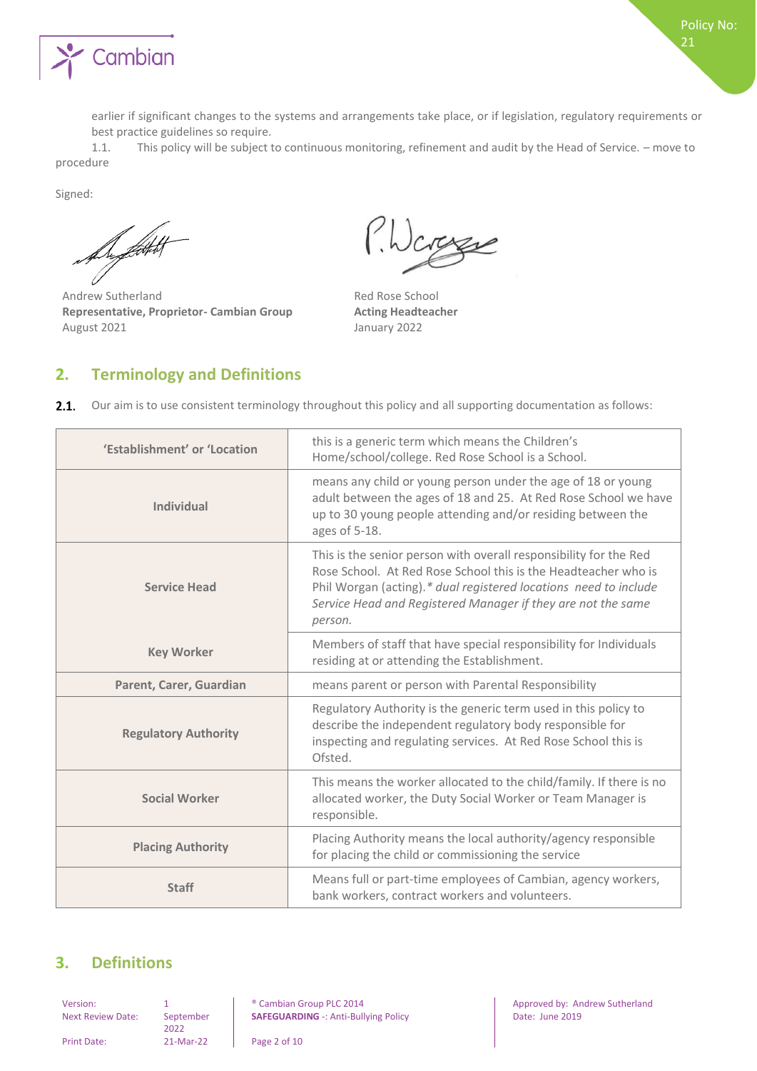earlier if significant changes to the systems and arrangements take place, or if legislation, regulatory requirements or best practice guidelines so require.

1.1. This policy will be subject to continuous monitoring, refinement and audit by the Head of Service. – move to procedure

Signed:

Andrew Sutherland
**Representative, Proprietor- Cambian Group**
August 2021

Red Rose School
**Acting Headteacher**
January 2022

## 2. Terminology and Definitions

**2.1.** Our aim is to use consistent terminology throughout this policy and all supporting documentation as follows:

| | |
|---|---|
| **'Establishment' or 'Location** | this is a generic term which means the Children's Home/school/college. Red Rose School is a School. |
| **Individual** | means any child or young person under the age of 18 or young adult between the ages of 18 and 25. At Red Rose School we have up to 30 young people attending and/or residing between the ages of 5-18. |
| **Service Head** | This is the senior person with overall responsibility for the Red Rose School. At Red Rose School this is the Headteacher who is Phil Worgan (acting).* *dual registered locations need to include Service Head and Registered Manager if they are not the same person.* |
| **Key Worker** | Members of staff that have special responsibility for Individuals residing at or attending the Establishment. |
| **Parent, Carer, Guardian** | means parent or person with Parental Responsibility |
| **Regulatory Authority** | Regulatory Authority is the generic term used in this policy to describe the independent regulatory body responsible for inspecting and regulating services. At Red Rose School this is Ofsted. |
| **Social Worker** | This means the worker allocated to the child/family. If there is no allocated worker, the Duty Social Worker or Team Manager is responsible. |
| **Placing Authority** | Placing Authority means the local authority/agency responsible for placing the child or commissioning the service |
| **Staff** | Means full or part-time employees of Cambian, agency workers, bank workers, contract workers and volunteers. |

## 3. Definitions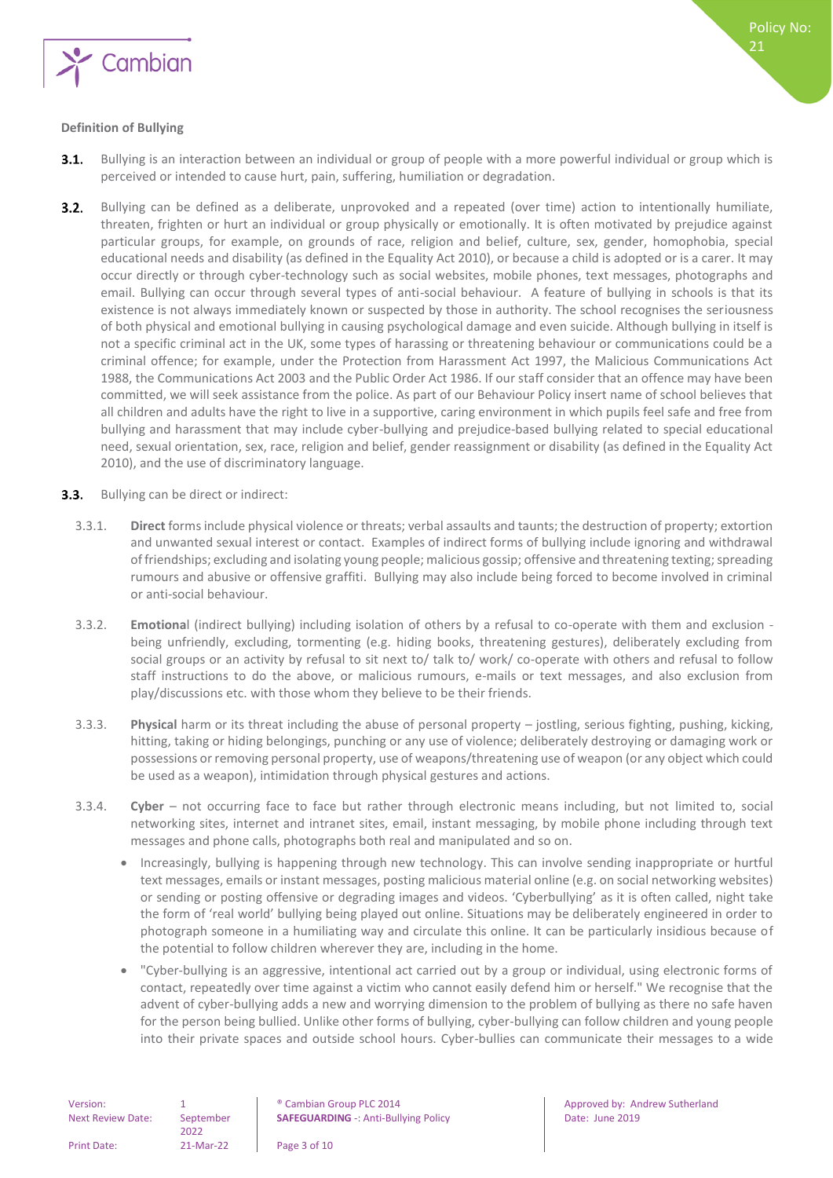**Definition of Bullying**

**3.1.** Bullying is an interaction between an individual or group of people with a more powerful individual or group which is perceived or intended to cause hurt, pain, suffering, humiliation or degradation.

**3.2.** Bullying can be defined as a deliberate, unprovoked and a repeated (over time) action to intentionally humiliate, threaten, frighten or hurt an individual or group physically or emotionally. It is often motivated by prejudice against particular groups, for example, on grounds of race, religion and belief, culture, sex, gender, homophobia, special educational needs and disability (as defined in the Equality Act 2010), or because a child is adopted or is a carer. It may occur directly or through cyber-technology such as social websites, mobile phones, text messages, photographs and email. Bullying can occur through several types of anti-social behaviour. A feature of bullying in schools is that its existence is not always immediately known or suspected by those in authority. The school recognises the seriousness of both physical and emotional bullying in causing psychological damage and even suicide. Although bullying in itself is not a specific criminal act in the UK, some types of harassing or threatening behaviour or communications could be a criminal offence; for example, under the Protection from Harassment Act 1997, the Malicious Communications Act 1988, the Communications Act 2003 and the Public Order Act 1986. If our staff consider that an offence may have been committed, we will seek assistance from the police. As part of our Behaviour Policy insert name of school believes that all children and adults have the right to live in a supportive, caring environment in which pupils feel safe and free from bullying and harassment that may include cyber-bullying and prejudice-based bullying related to special educational need, sexual orientation, sex, race, religion and belief, gender reassignment or disability (as defined in the Equality Act 2010), and the use of discriminatory language.

**3.3.** Bullying can be direct or indirect:

3.3.1. **Direct** forms include physical violence or threats; verbal assaults and taunts; the destruction of property; extortion and unwanted sexual interest or contact. Examples of indirect forms of bullying include ignoring and withdrawal of friendships; excluding and isolating young people; malicious gossip; offensive and threatening texting; spreading rumours and abusive or offensive graffiti. Bullying may also include being forced to become involved in criminal or anti-social behaviour.

3.3.2. **Emotiona**l (indirect bullying) including isolation of others by a refusal to co-operate with them and exclusion - being unfriendly, excluding, tormenting (e.g. hiding books, threatening gestures), deliberately excluding from social groups or an activity by refusal to sit next to/ talk to/ work/ co-operate with others and refusal to follow staff instructions to do the above, or malicious rumours, e-mails or text messages, and also exclusion from play/discussions etc. with those whom they believe to be their friends.

3.3.3. **Physical** harm or its threat including the abuse of personal property – jostling, serious fighting, pushing, kicking, hitting, taking or hiding belongings, punching or any use of violence; deliberately destroying or damaging work or possessions or removing personal property, use of weapons/threatening use of weapon (or any object which could be used as a weapon), intimidation through physical gestures and actions.

3.3.4. **Cyber** – not occurring face to face but rather through electronic means including, but not limited to, social networking sites, internet and intranet sites, email, instant messaging, by mobile phone including through text messages and phone calls, photographs both real and manipulated and so on.

- Increasingly, bullying is happening through new technology. This can involve sending inappropriate or hurtful text messages, emails or instant messages, posting malicious material online (e.g. on social networking websites) or sending or posting offensive or degrading images and videos. 'Cyberbullying' as it is often called, night take the form of 'real world' bullying being played out online. Situations may be deliberately engineered in order to photograph someone in a humiliating way and circulate this online. It can be particularly insidious because of the potential to follow children wherever they are, including in the home.
- "Cyber-bullying is an aggressive, intentional act carried out by a group or individual, using electronic forms of contact, repeatedly over time against a victim who cannot easily defend him or herself." We recognise that the advent of cyber-bullying adds a new and worrying dimension to the problem of bullying as there no safe haven for the person being bullied. Unlike other forms of bullying, cyber-bullying can follow children and young people into their private spaces and outside school hours. Cyber-bullies can communicate their messages to a wide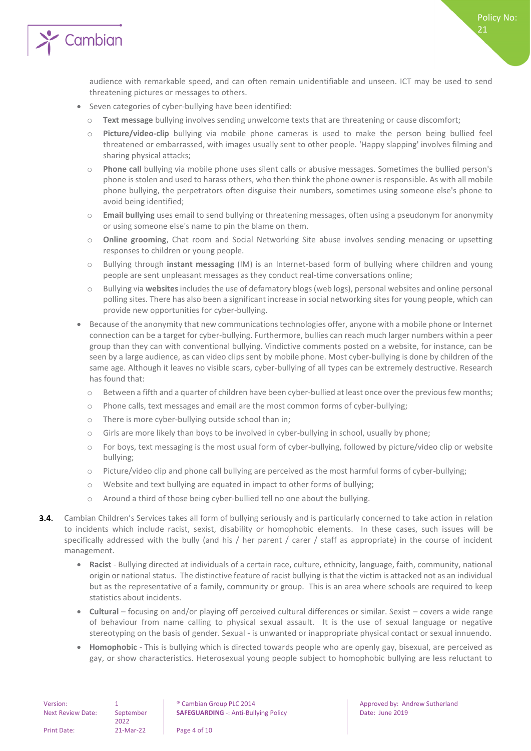audience with remarkable speed, and can often remain unidentifiable and unseen. ICT may be used to send threatening pictures or messages to others.

- Seven categories of cyber-bullying have been identified:
  - **Text message** bullying involves sending unwelcome texts that are threatening or cause discomfort;
  - **Picture/video-clip** bullying via mobile phone cameras is used to make the person being bullied feel threatened or embarrassed, with images usually sent to other people. 'Happy slapping' involves filming and sharing physical attacks;
  - **Phone call** bullying via mobile phone uses silent calls or abusive messages. Sometimes the bullied person's phone is stolen and used to harass others, who then think the phone owner is responsible. As with all mobile phone bullying, the perpetrators often disguise their numbers, sometimes using someone else's phone to avoid being identified;
  - **Email bullying** uses email to send bullying or threatening messages, often using a pseudonym for anonymity or using someone else's name to pin the blame on them.
  - **Online grooming**, Chat room and Social Networking Site abuse involves sending menacing or upsetting responses to children or young people.
  - Bullying through **instant messaging** (IM) is an Internet-based form of bullying where children and young people are sent unpleasant messages as they conduct real-time conversations online;
  - Bullying via **websites** includes the use of defamatory blogs (web logs), personal websites and online personal polling sites. There has also been a significant increase in social networking sites for young people, which can provide new opportunities for cyber-bullying.
- Because of the anonymity that new communications technologies offer, anyone with a mobile phone or Internet connection can be a target for cyber-bullying. Furthermore, bullies can reach much larger numbers within a peer group than they can with conventional bullying. Vindictive comments posted on a website, for instance, can be seen by a large audience, as can video clips sent by mobile phone. Most cyber-bullying is done by children of the same age. Although it leaves no visible scars, cyber-bullying of all types can be extremely destructive. Research has found that:
  - Between a fifth and a quarter of children have been cyber-bullied at least once over the previous few months;
  - Phone calls, text messages and email are the most common forms of cyber-bullying;
  - There is more cyber-bullying outside school than in;
  - Girls are more likely than boys to be involved in cyber-bullying in school, usually by phone;
  - For boys, text messaging is the most usual form of cyber-bullying, followed by picture/video clip or website bullying;
  - Picture/video clip and phone call bullying are perceived as the most harmful forms of cyber-bullying;
  - Website and text bullying are equated in impact to other forms of bullying;
  - Around a third of those being cyber-bullied tell no one about the bullying.

**3.4.** Cambian Children's Services takes all form of bullying seriously and is particularly concerned to take action in relation to incidents which include racist, sexist, disability or homophobic elements. In these cases, such issues will be specifically addressed with the bully (and his / her parent / carer / staff as appropriate) in the course of incident management.

- **Racist** - Bullying directed at individuals of a certain race, culture, ethnicity, language, faith, community, national origin or national status. The distinctive feature of racist bullying is that the victim is attacked not as an individual but as the representative of a family, community or group. This is an area where schools are required to keep statistics about incidents.
- **Cultural** – focusing on and/or playing off perceived cultural differences or similar. Sexist – covers a wide range of behaviour from name calling to physical sexual assault. It is the use of sexual language or negative stereotyping on the basis of gender. Sexual - is unwanted or inappropriate physical contact or sexual innuendo.
- **Homophobic** - This is bullying which is directed towards people who are openly gay, bisexual, are perceived as gay, or show characteristics. Heterosexual young people subject to homophobic bullying are less reluctant to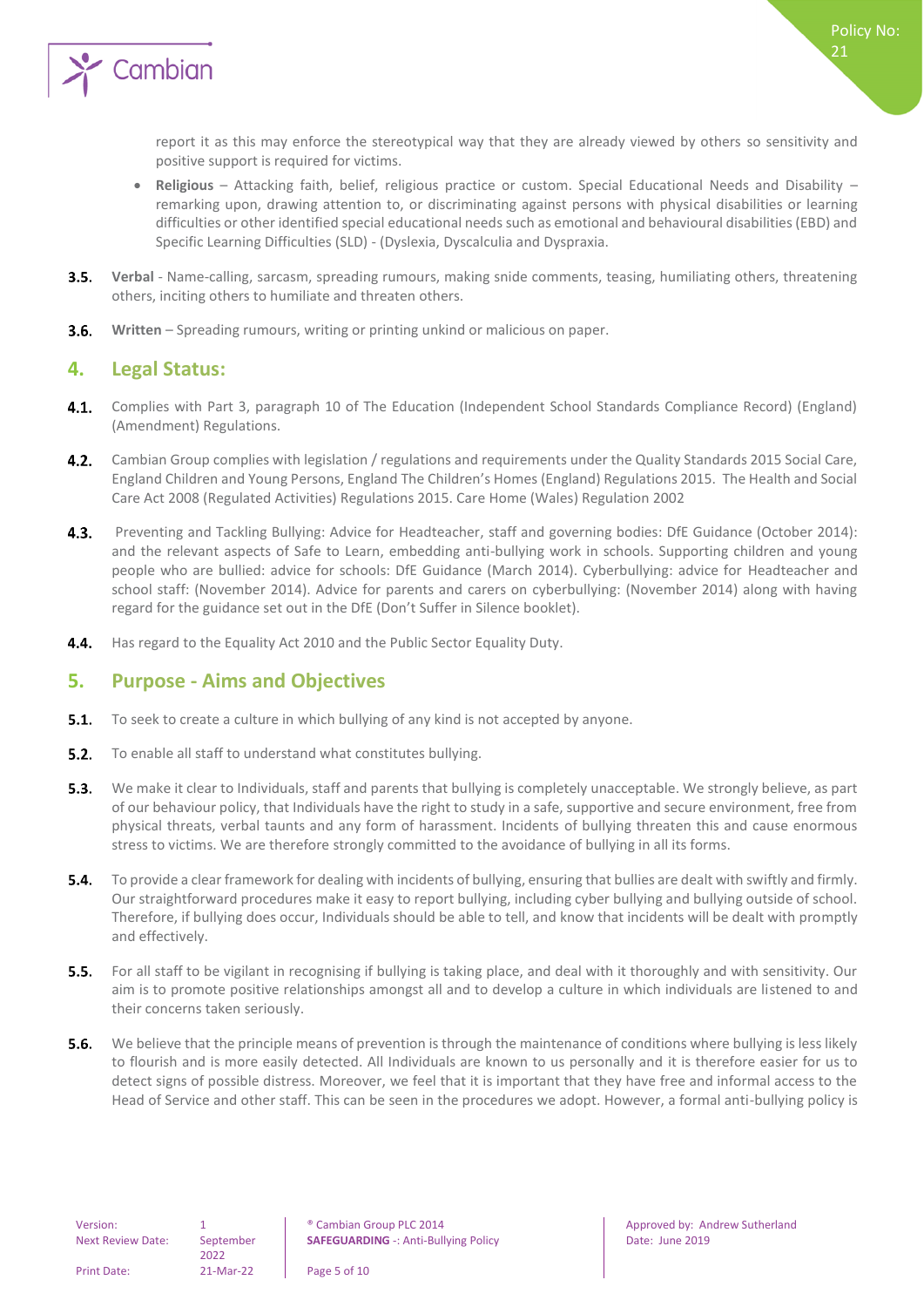report it as this may enforce the stereotypical way that they are already viewed by others so sensitivity and positive support is required for victims.

- **Religious** – Attacking faith, belief, religious practice or custom. Special Educational Needs and Disability – remarking upon, drawing attention to, or discriminating against persons with physical disabilities or learning difficulties or other identified special educational needs such as emotional and behavioural disabilities (EBD) and Specific Learning Difficulties (SLD) - (Dyslexia, Dyscalculia and Dyspraxia.

**3.5.** **Verbal** - Name-calling, sarcasm, spreading rumours, making snide comments, teasing, humiliating others, threatening others, inciting others to humiliate and threaten others.

**3.6.** **Written** – Spreading rumours, writing or printing unkind or malicious on paper.

## 4. Legal Status:

**4.1.** Complies with Part 3, paragraph 10 of The Education (Independent School Standards Compliance Record) (England) (Amendment) Regulations.

**4.2.** Cambian Group complies with legislation / regulations and requirements under the Quality Standards 2015 Social Care, England Children and Young Persons, England The Children's Homes (England) Regulations 2015. The Health and Social Care Act 2008 (Regulated Activities) Regulations 2015. Care Home (Wales) Regulation 2002

**4.3.** Preventing and Tackling Bullying: Advice for Headteacher, staff and governing bodies: DfE Guidance (October 2014): and the relevant aspects of Safe to Learn, embedding anti-bullying work in schools. Supporting children and young people who are bullied: advice for schools: DfE Guidance (March 2014). Cyberbullying: advice for Headteacher and school staff: (November 2014). Advice for parents and carers on cyberbullying: (November 2014) along with having regard for the guidance set out in the DfE (Don't Suffer in Silence booklet).

**4.4.** Has regard to the Equality Act 2010 and the Public Sector Equality Duty.

## 5. Purpose - Aims and Objectives

**5.1.** To seek to create a culture in which bullying of any kind is not accepted by anyone.

**5.2.** To enable all staff to understand what constitutes bullying.

**5.3.** We make it clear to Individuals, staff and parents that bullying is completely unacceptable. We strongly believe, as part of our behaviour policy, that Individuals have the right to study in a safe, supportive and secure environment, free from physical threats, verbal taunts and any form of harassment. Incidents of bullying threaten this and cause enormous stress to victims. We are therefore strongly committed to the avoidance of bullying in all its forms.

**5.4.** To provide a clear framework for dealing with incidents of bullying, ensuring that bullies are dealt with swiftly and firmly. Our straightforward procedures make it easy to report bullying, including cyber bullying and bullying outside of school. Therefore, if bullying does occur, Individuals should be able to tell, and know that incidents will be dealt with promptly and effectively.

**5.5.** For all staff to be vigilant in recognising if bullying is taking place, and deal with it thoroughly and with sensitivity. Our aim is to promote positive relationships amongst all and to develop a culture in which individuals are listened to and their concerns taken seriously.

**5.6.** We believe that the principle means of prevention is through the maintenance of conditions where bullying is less likely to flourish and is more easily detected. All Individuals are known to us personally and it is therefore easier for us to detect signs of possible distress. Moreover, we feel that it is important that they have free and informal access to the Head of Service and other staff. This can be seen in the procedures we adopt. However, a formal anti-bullying policy is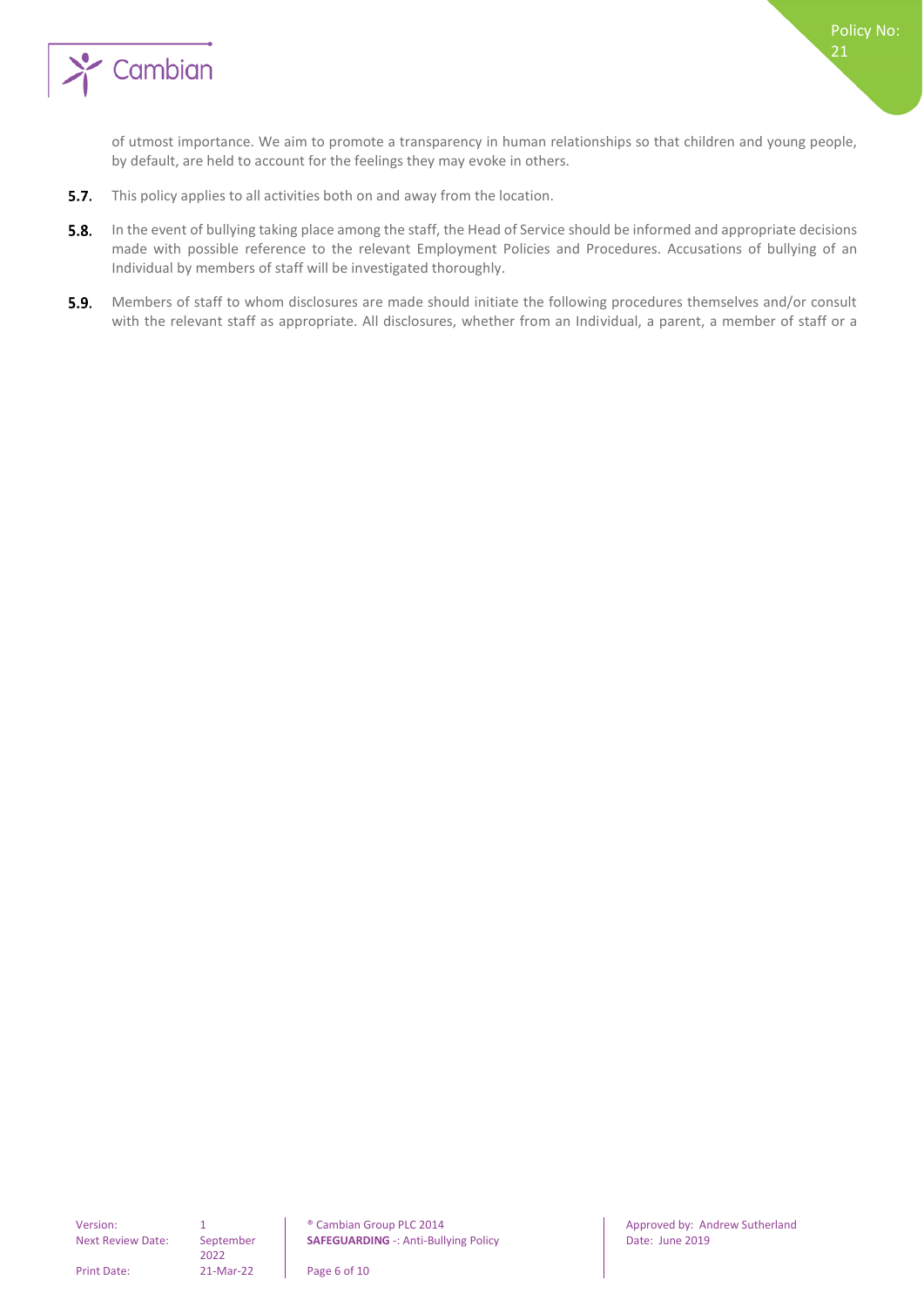of utmost importance. We aim to promote a transparency in human relationships so that children and young people, by default, are held to account for the feelings they may evoke in others.

**5.7.** This policy applies to all activities both on and away from the location.

**5.8.** In the event of bullying taking place among the staff, the Head of Service should be informed and appropriate decisions made with possible reference to the relevant Employment Policies and Procedures. Accusations of bullying of an Individual by members of staff will be investigated thoroughly.

**5.9.** Members of staff to whom disclosures are made should initiate the following procedures themselves and/or consult with the relevant staff as appropriate. All disclosures, whether from an Individual, a parent, a member of staff or a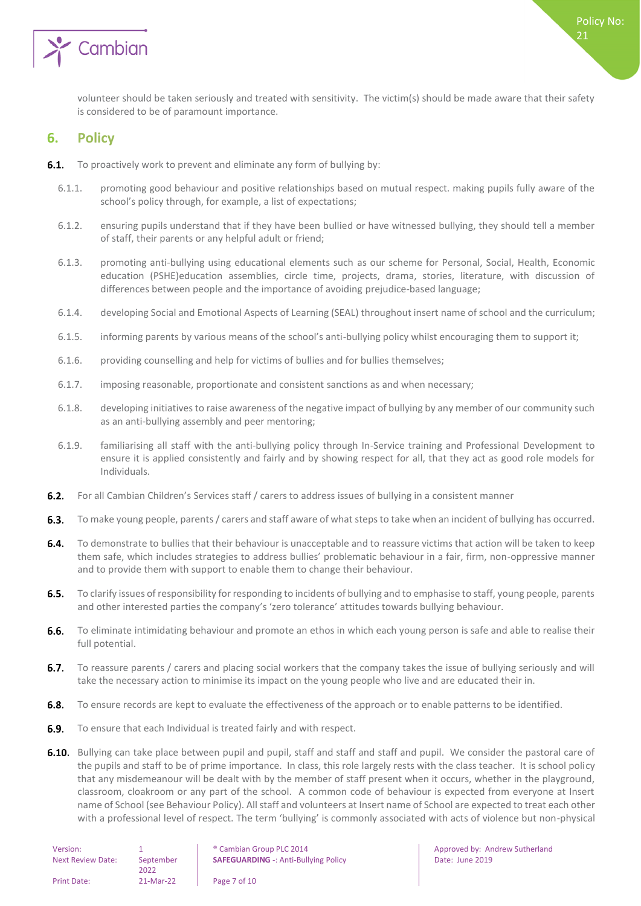volunteer should be taken seriously and treated with sensitivity. The victim(s) should be made aware that their safety is considered to be of paramount importance.

## 6. Policy

**6.1.** To proactively work to prevent and eliminate any form of bullying by:

6.1.1. promoting good behaviour and positive relationships based on mutual respect. making pupils fully aware of the school's policy through, for example, a list of expectations;

6.1.2. ensuring pupils understand that if they have been bullied or have witnessed bullying, they should tell a member of staff, their parents or any helpful adult or friend;

6.1.3. promoting anti-bullying using educational elements such as our scheme for Personal, Social, Health, Economic education (PSHE)education assemblies, circle time, projects, drama, stories, literature, with discussion of differences between people and the importance of avoiding prejudice-based language;

6.1.4. developing Social and Emotional Aspects of Learning (SEAL) throughout insert name of school and the curriculum;

6.1.5. informing parents by various means of the school's anti-bullying policy whilst encouraging them to support it;

6.1.6. providing counselling and help for victims of bullies and for bullies themselves;

6.1.7. imposing reasonable, proportionate and consistent sanctions as and when necessary;

6.1.8. developing initiatives to raise awareness of the negative impact of bullying by any member of our community such as an anti-bullying assembly and peer mentoring;

6.1.9. familiarising all staff with the anti-bullying policy through In-Service training and Professional Development to ensure it is applied consistently and fairly and by showing respect for all, that they act as good role models for Individuals.

**6.2.** For all Cambian Children's Services staff / carers to address issues of bullying in a consistent manner

**6.3.** To make young people, parents / carers and staff aware of what steps to take when an incident of bullying has occurred.

**6.4.** To demonstrate to bullies that their behaviour is unacceptable and to reassure victims that action will be taken to keep them safe, which includes strategies to address bullies' problematic behaviour in a fair, firm, non-oppressive manner and to provide them with support to enable them to change their behaviour.

**6.5.** To clarify issues of responsibility for responding to incidents of bullying and to emphasise to staff, young people, parents and other interested parties the company's 'zero tolerance' attitudes towards bullying behaviour.

**6.6.** To eliminate intimidating behaviour and promote an ethos in which each young person is safe and able to realise their full potential.

**6.7.** To reassure parents / carers and placing social workers that the company takes the issue of bullying seriously and will take the necessary action to minimise its impact on the young people who live and are educated their in.

**6.8.** To ensure records are kept to evaluate the effectiveness of the approach or to enable patterns to be identified.

**6.9.** To ensure that each Individual is treated fairly and with respect.

**6.10.** Bullying can take place between pupil and pupil, staff and staff and staff and pupil. We consider the pastoral care of the pupils and staff to be of prime importance. In class, this role largely rests with the class teacher. It is school policy that any misdemeanour will be dealt with by the member of staff present when it occurs, whether in the playground, classroom, cloakroom or any part of the school. A common code of behaviour is expected from everyone at Insert name of School (see Behaviour Policy). All staff and volunteers at Insert name of School are expected to treat each other with a professional level of respect. The term 'bullying' is commonly associated with acts of violence but non-physical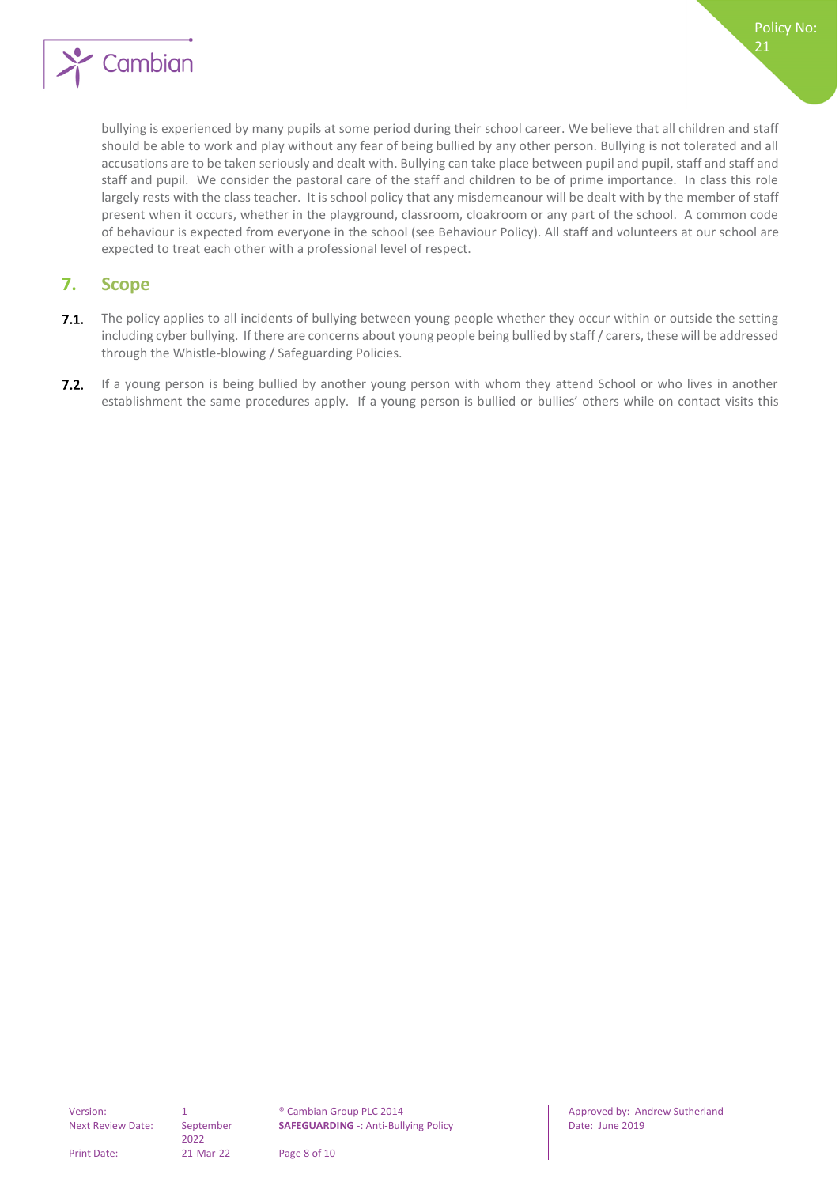bullying is experienced by many pupils at some period during their school career. We believe that all children and staff should be able to work and play without any fear of being bullied by any other person. Bullying is not tolerated and all accusations are to be taken seriously and dealt with. Bullying can take place between pupil and pupil, staff and staff and staff and pupil. We consider the pastoral care of the staff and children to be of prime importance. In class this role largely rests with the class teacher. It is school policy that any misdemeanour will be dealt with by the member of staff present when it occurs, whether in the playground, classroom, cloakroom or any part of the school. A common code of behaviour is expected from everyone in the school (see Behaviour Policy). All staff and volunteers at our school are expected to treat each other with a professional level of respect.

## 7. Scope

**7.1.** The policy applies to all incidents of bullying between young people whether they occur within or outside the setting including cyber bullying. If there are concerns about young people being bullied by staff / carers, these will be addressed through the Whistle-blowing / Safeguarding Policies.

**7.2.** If a young person is being bullied by another young person with whom they attend School or who lives in another establishment the same procedures apply. If a young person is bullied or bullies' others while on contact visits this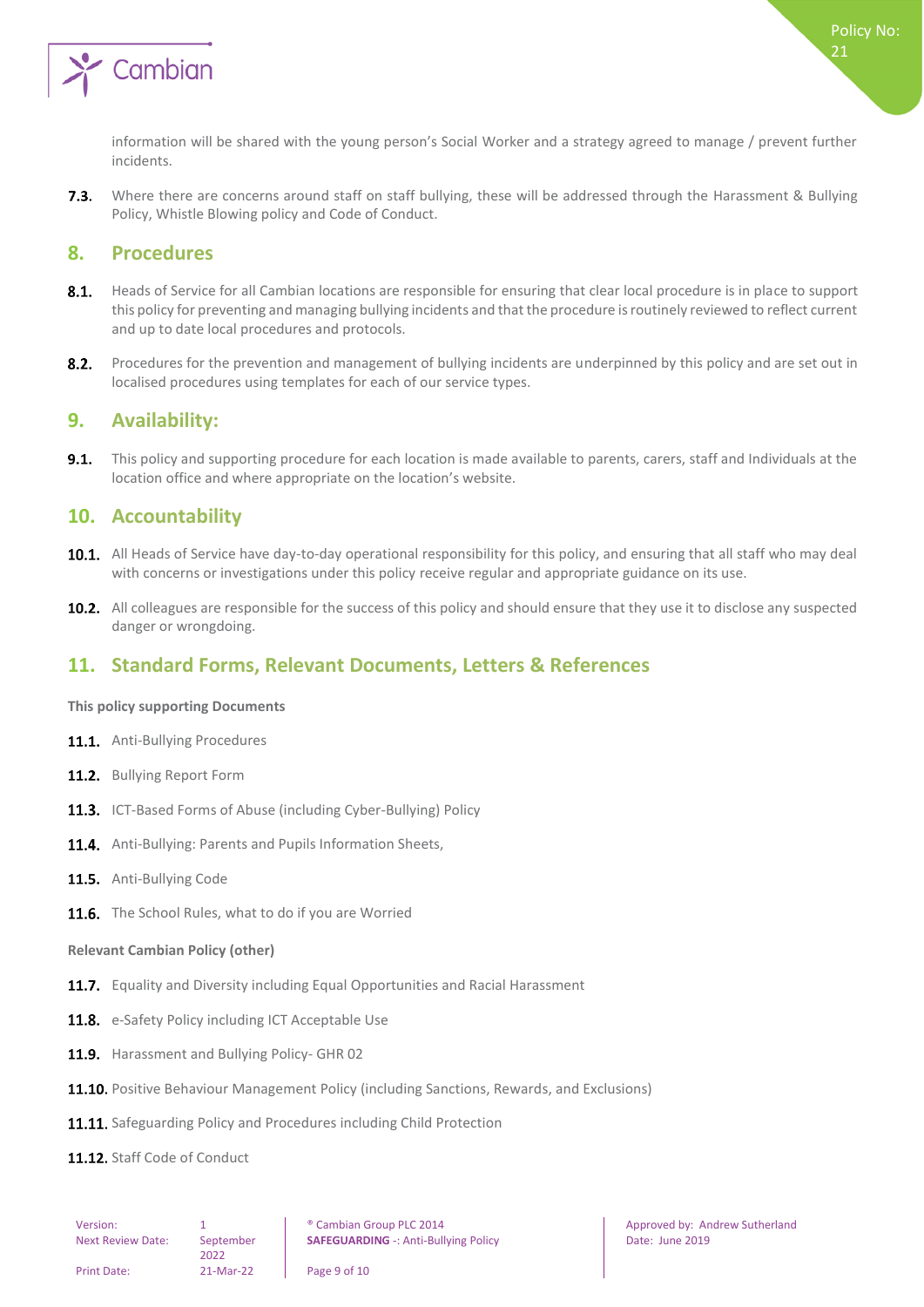information will be shared with the young person's Social Worker and a strategy agreed to manage / prevent further incidents.

**7.3.** Where there are concerns around staff on staff bullying, these will be addressed through the Harassment & Bullying Policy, Whistle Blowing policy and Code of Conduct.

## 8. Procedures

**8.1.** Heads of Service for all Cambian locations are responsible for ensuring that clear local procedure is in place to support this policy for preventing and managing bullying incidents and that the procedure is routinely reviewed to reflect current and up to date local procedures and protocols.

**8.2.** Procedures for the prevention and management of bullying incidents are underpinned by this policy and are set out in localised procedures using templates for each of our service types.

## 9. Availability:

**9.1.** This policy and supporting procedure for each location is made available to parents, carers, staff and Individuals at the location office and where appropriate on the location's website.

## 10. Accountability

**10.1.** All Heads of Service have day-to-day operational responsibility for this policy, and ensuring that all staff who may deal with concerns or investigations under this policy receive regular and appropriate guidance on its use.

**10.2.** All colleagues are responsible for the success of this policy and should ensure that they use it to disclose any suspected danger or wrongdoing.

## 11. Standard Forms, Relevant Documents, Letters & References

**This policy supporting Documents**

**11.1.** Anti-Bullying Procedures

**11.2.** Bullying Report Form

**11.3.** ICT-Based Forms of Abuse (including Cyber-Bullying) Policy

**11.4.** Anti-Bullying: Parents and Pupils Information Sheets,

**11.5.** Anti-Bullying Code

**11.6.** The School Rules, what to do if you are Worried

**Relevant Cambian Policy (other)**

**11.7.** Equality and Diversity including Equal Opportunities and Racial Harassment

**11.8.** e-Safety Policy including ICT Acceptable Use

**11.9.** Harassment and Bullying Policy- GHR 02

**11.10.** Positive Behaviour Management Policy (including Sanctions, Rewards, and Exclusions)

**11.11.** Safeguarding Policy and Procedures including Child Protection

**11.12.** Staff Code of Conduct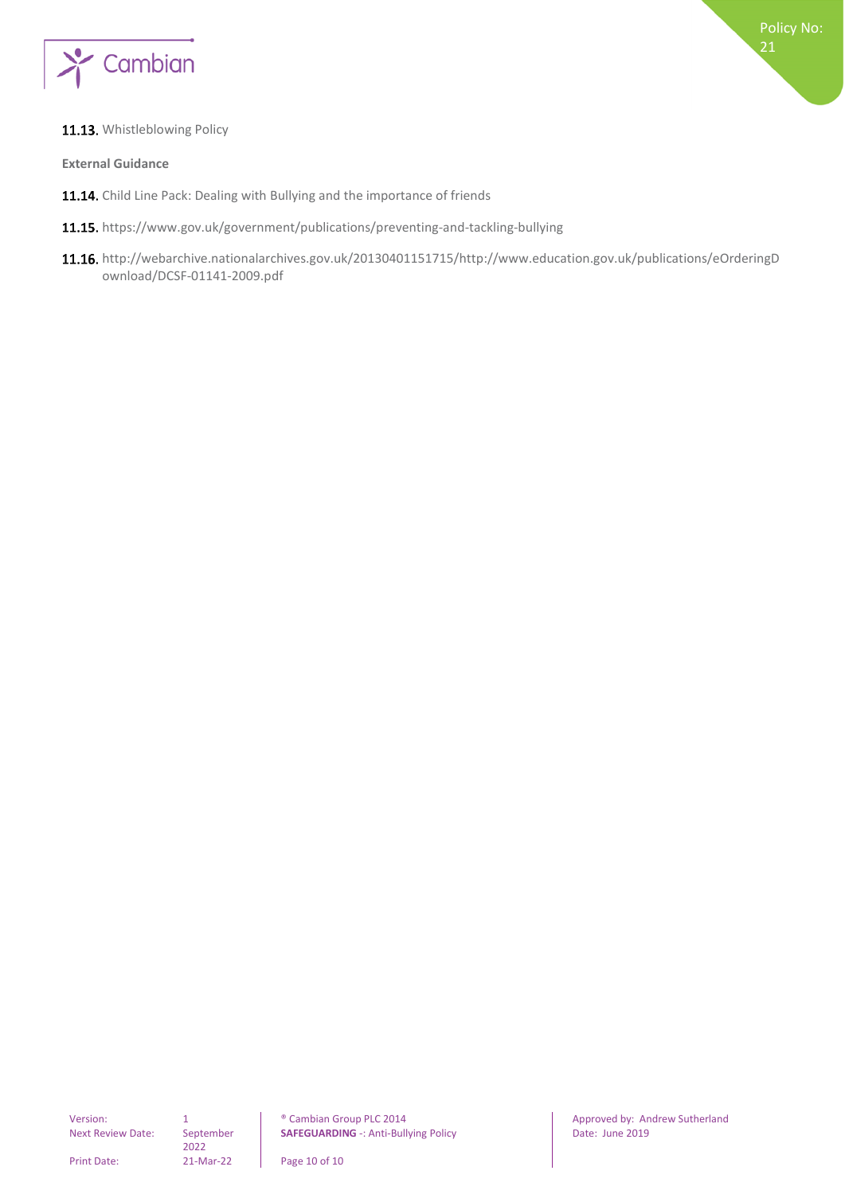11.13. Whistleblowing Policy

**External Guidance**

11.14. Child Line Pack: Dealing with Bullying and the importance of friends

11.15. https://www.gov.uk/government/publications/preventing-and-tackling-bullying

11.16. http://webarchive.nationalarchives.gov.uk/20130401151715/http://www.education.gov.uk/publications/eOrderingDownload/DCSF-01141-2009.pdf